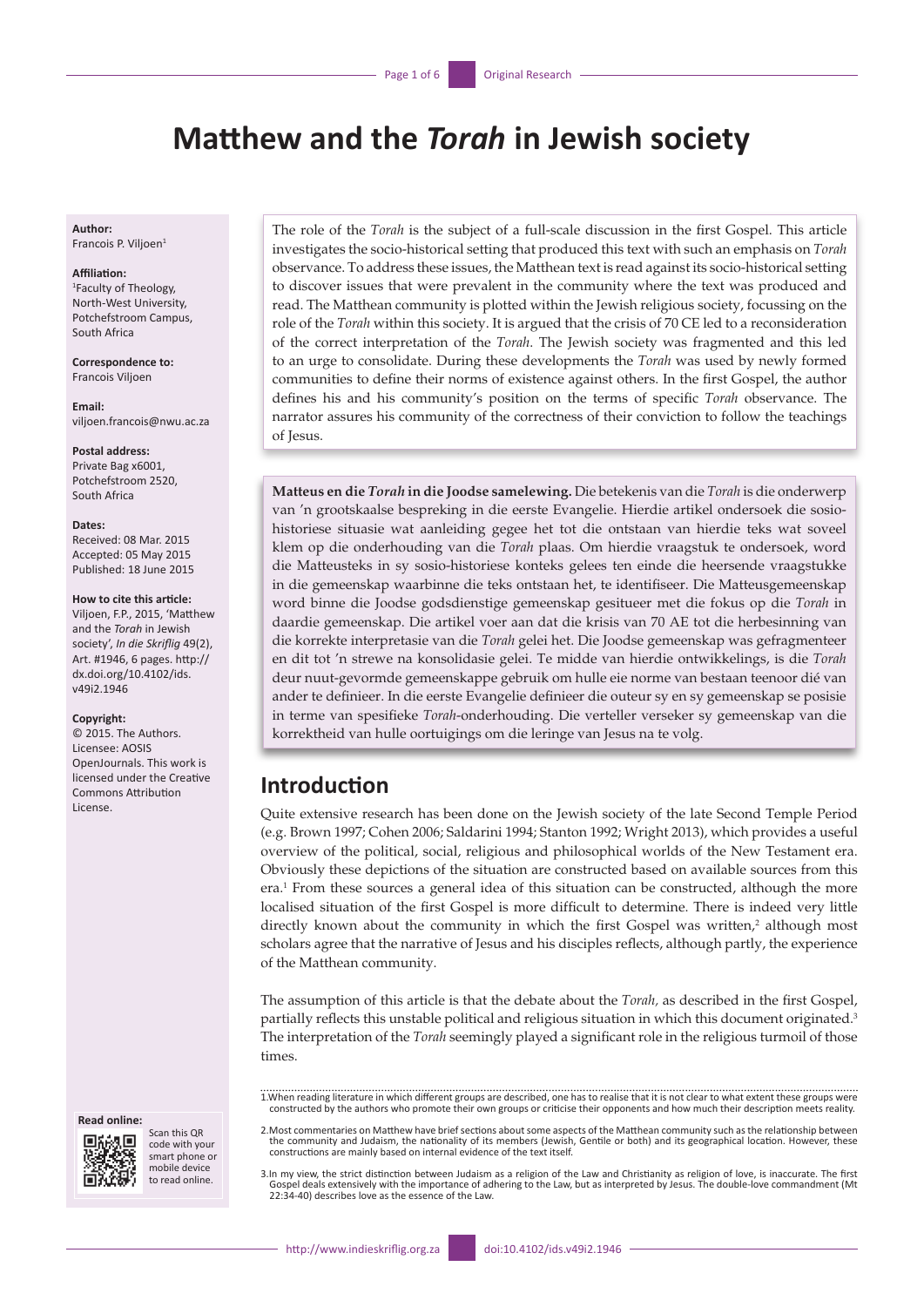# Matthew and the *Torah* in Jewish society

**Author:**
Francois P. Viljoen[1]

**Affiliation:**
[1]Faculty of Theology, North-West University, Potchefstroom Campus, South Africa

**Correspondence to:**
Francois Viljoen

**Email:**
viljoen.francois@nwu.ac.za

**Postal address:**
Private Bag x6001, Potchefstroom 2520, South Africa

**Dates:**
Received: 08 Mar. 2015
Accepted: 05 May 2015
Published: 18 June 2015

**How to cite this article:**
Viljoen, F.P., 2015, 'Matthew and the *Torah* in Jewish society', *In die Skriflig* 49(2), Art. #1946, 6 pages. http://dx.doi.org/10.4102/ids.v49i2.1946

**Copyright:**
© 2015. The Authors. Licensee: AOSIS OpenJournals. This work is licensed under the Creative Commons Attribution License.

**Read online:**
Scan this QR code with your smart phone or mobile device to read online.

The role of the *Torah* is the subject of a full-scale discussion in the first Gospel. This article investigates the socio-historical setting that produced this text with such an emphasis on *Torah* observance. To address these issues, the Matthean text is read against its socio-historical setting to discover issues that were prevalent in the community where the text was produced and read. The Matthean community is plotted within the Jewish religious society, focussing on the role of the *Torah* within this society. It is argued that the crisis of 70 CE led to a reconsideration of the correct interpretation of the *Torah*. The Jewish society was fragmented and this led to an urge to consolidate. During these developments the *Torah* was used by newly formed communities to define their norms of existence against others. In the first Gospel, the author defines his and his community's position on the terms of specific *Torah* observance. The narrator assures his community of the correctness of their conviction to follow the teachings of Jesus.

**Matteus en die *Torah* in die Joodse samelewing.** Die betekenis van die *Torah* is die onderwerp van 'n grootskaalse bespreking in die eerste Evangelie. Hierdie artikel ondersoek die sosio-historiese situasie wat aanleiding gegee het tot die ontstaan van hierdie teks wat soveel klem op die onderhouding van die *Torah* plaas. Om hierdie vraagstuk te ondersoek, word die Matteusteks in sy sosio-historiese konteks gelees ten einde die heersende vraagstukke in die gemeenskap waarbinne die teks ontstaan het, te identifiseer. Die Matteusgemeenskap word binne die Joodse godsdienstige gemeenskap gesitueer met die fokus op die *Torah* in daardie gemeenskap. Die artikel voer aan dat die krisis van 70 AE tot die herbesinning van die korrekte interpretasie van die *Torah* gelei het. Die Joodse gemeenskap was gefragmenteer en dit tot 'n strewe na konsolidasie gelei. Te midde van hierdie ontwikkelings, is die *Torah* deur nuut-gevormde gemeenskappe gebruik om hulle eie norme van bestaan teenoor dié van ander te definieer. In die eerste Evangelie definieer die outeur sy en sy gemeenskap se posisie in terme van spesifieke *Torah*-onderhouding. Die verteller verseker sy gemeenskap van die korrektheid van hulle oortuigings om die leringe van Jesus na te volg.

## Introduction

Quite extensive research has been done on the Jewish society of the late Second Temple Period (e.g. Brown 1997; Cohen 2006; Saldarini 1994; Stanton 1992; Wright 2013), which provides a useful overview of the political, social, religious and philosophical worlds of the New Testament era. Obviously these depictions of the situation are constructed based on available sources from this era.[1] From these sources a general idea of this situation can be constructed, although the more localised situation of the first Gospel is more difficult to determine. There is indeed very little directly known about the community in which the first Gospel was written,[2] although most scholars agree that the narrative of Jesus and his disciples reflects, although partly, the experience of the Matthean community.

The assumption of this article is that the debate about the *Torah,* as described in the first Gospel, partially reflects this unstable political and religious situation in which this document originated.[3] The interpretation of the *Torah* seemingly played a significant role in the religious turmoil of those times.

1.When reading literature in which different groups are described, one has to realise that it is not clear to what extent these groups were constructed by the authors who promote their own groups or criticise their opponents and how much their description meets reality.

2.Most commentaries on Matthew have brief sections about some aspects of the Matthean community such as the relationship between the community and Judaism, the nationality of its members (Jewish, Gentile or both) and its geographical location. However, these constructions are mainly based on internal evidence of the text itself.

3.In my view, the strict distinction between Judaism as a religion of the Law and Christianity as religion of love, is inaccurate. The first Gospel deals extensively with the importance of adhering to the Law, but as interpreted by Jesus. The double-love commandment (Mt 22:34-40) describes love as the essence of the Law.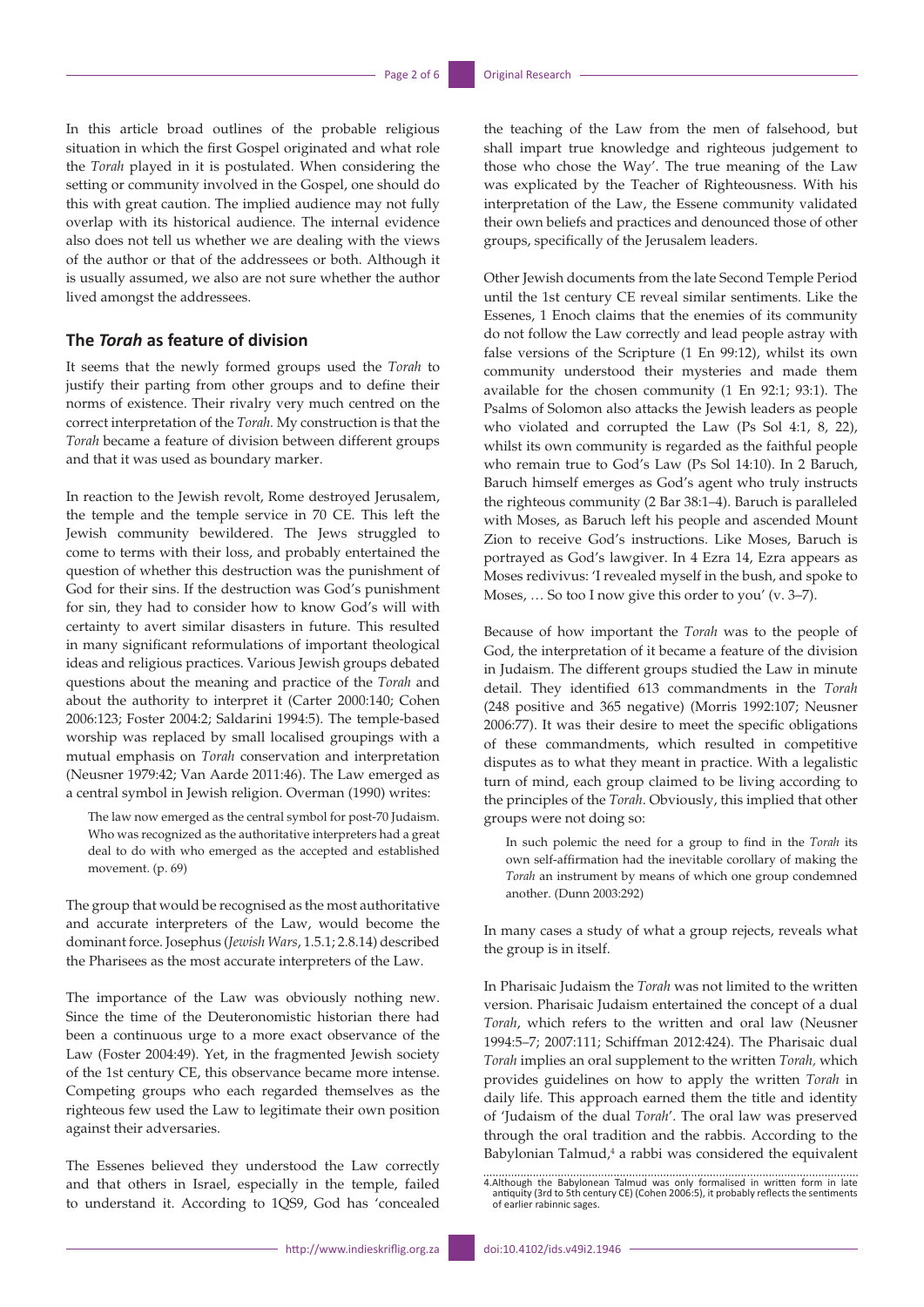In this article broad outlines of the probable religious situation in which the first Gospel originated and what role the *Torah* played in it is postulated. When considering the setting or community involved in the Gospel, one should do this with great caution. The implied audience may not fully overlap with its historical audience. The internal evidence also does not tell us whether we are dealing with the views of the author or that of the addressees or both. Although it is usually assumed, we also are not sure whether the author lived amongst the addressees.

## The *Torah* as feature of division

It seems that the newly formed groups used the *Torah* to justify their parting from other groups and to define their norms of existence. Their rivalry very much centred on the correct interpretation of the *Torah.* My construction is that the *Torah* became a feature of division between different groups and that it was used as boundary marker.

In reaction to the Jewish revolt, Rome destroyed Jerusalem, the temple and the temple service in 70 CE. This left the Jewish community bewildered. The Jews struggled to come to terms with their loss, and probably entertained the question of whether this destruction was the punishment of God for their sins. If the destruction was God's punishment for sin, they had to consider how to know God's will with certainty to avert similar disasters in future. This resulted in many significant reformulations of important theological ideas and religious practices. Various Jewish groups debated questions about the meaning and practice of the *Torah* and about the authority to interpret it (Carter 2000:140; Cohen 2006:123; Foster 2004:2; Saldarini 1994:5). The temple-based worship was replaced by small localised groupings with a mutual emphasis on *Torah* conservation and interpretation (Neusner 1979:42; Van Aarde 2011:46). The Law emerged as a central symbol in Jewish religion. Overman (1990) writes:

> The law now emerged as the central symbol for post-70 Judaism. Who was recognized as the authoritative interpreters had a great deal to do with who emerged as the accepted and established movement. (p. 69)

The group that would be recognised as the most authoritative and accurate interpreters of the Law, would become the dominant force. Josephus (*Jewish Wars*, 1.5.1; 2.8.14) described the Pharisees as the most accurate interpreters of the Law.

The importance of the Law was obviously nothing new. Since the time of the Deuteronomistic historian there had been a continuous urge to a more exact observance of the Law (Foster 2004:49). Yet, in the fragmented Jewish society of the 1st century CE, this observance became more intense. Competing groups who each regarded themselves as the righteous few used the Law to legitimate their own position against their adversaries.

The Essenes believed they understood the Law correctly and that others in Israel, especially in the temple, failed to understand it. According to 1QS9, God has 'concealed the teaching of the Law from the men of falsehood, but shall impart true knowledge and righteous judgement to those who chose the Way'. The true meaning of the Law was explicated by the Teacher of Righteousness. With his interpretation of the Law, the Essene community validated their own beliefs and practices and denounced those of other groups, specifically of the Jerusalem leaders.

Other Jewish documents from the late Second Temple Period until the 1st century CE reveal similar sentiments. Like the Essenes, 1 Enoch claims that the enemies of its community do not follow the Law correctly and lead people astray with false versions of the Scripture (1 En 99:12), whilst its own community understood their mysteries and made them available for the chosen community (1 En 92:1; 93:1). The Psalms of Solomon also attacks the Jewish leaders as people who violated and corrupted the Law (Ps Sol 4:1, 8, 22), whilst its own community is regarded as the faithful people who remain true to God's Law (Ps Sol 14:10). In 2 Baruch, Baruch himself emerges as God's agent who truly instructs the righteous community (2 Bar 38:1–4). Baruch is paralleled with Moses, as Baruch left his people and ascended Mount Zion to receive God's instructions. Like Moses, Baruch is portrayed as God's lawgiver. In 4 Ezra 14, Ezra appears as Moses redivivus: 'I revealed myself in the bush, and spoke to Moses, … So too I now give this order to you' (v. 3–7).

Because of how important the *Torah* was to the people of God, the interpretation of it became a feature of the division in Judaism. The different groups studied the Law in minute detail. They identified 613 commandments in the *Torah* (248 positive and 365 negative) (Morris 1992:107; Neusner 2006:77). It was their desire to meet the specific obligations of these commandments, which resulted in competitive disputes as to what they meant in practice. With a legalistic turn of mind, each group claimed to be living according to the principles of the *Torah*. Obviously, this implied that other groups were not doing so:

> In such polemic the need for a group to find in the *Torah* its own self-affirmation had the inevitable corollary of making the *Torah* an instrument by means of which one group condemned another. (Dunn 2003:292)

In many cases a study of what a group rejects, reveals what the group is in itself.

In Pharisaic Judaism the *Torah* was not limited to the written version. Pharisaic Judaism entertained the concept of a dual *Torah*, which refers to the written and oral law (Neusner 1994:5–7; 2007:111; Schiffman 2012:424). The Pharisaic dual *Torah* implies an oral supplement to the written *Torah,* which provides guidelines on how to apply the written *Torah* in daily life. This approach earned them the title and identity of 'Judaism of the dual *Torah*'. The oral law was preserved through the oral tradition and the rabbis. According to the Babylonian Talmud,[4] a rabbi was considered the equivalent

4. Although the Babylonean Talmud was only formalised in written form in late antiquity (3rd to 5th century CE) (Cohen 2006:5), it probably reflects the sentiments of earlier rabinnic sages.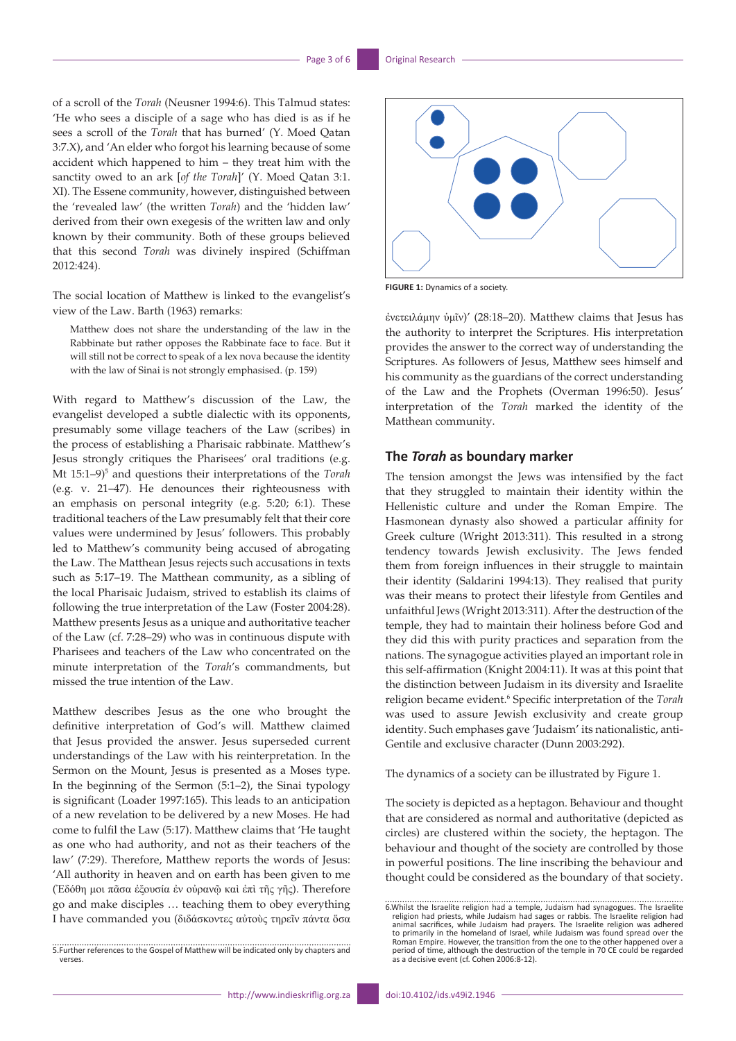of a scroll of the *Torah* (Neusner 1994:6). This Talmud states: 'He who sees a disciple of a sage who has died is as if he sees a scroll of the *Torah* that has burned' (Y. Moed Qatan 3:7.X), and 'An elder who forgot his learning because of some accident which happened to him – they treat him with the sanctity owed to an ark [*of the Torah*]' (Y. Moed Qatan 3:1. XI). The Essene community, however, distinguished between the 'revealed law' (the written *Torah*) and the 'hidden law' derived from their own exegesis of the written law and only known by their community. Both of these groups believed that this second *Torah* was divinely inspired (Schiffman 2012:424).

The social location of Matthew is linked to the evangelist's view of the Law. Barth (1963) remarks:

> Matthew does not share the understanding of the law in the Rabbinate but rather opposes the Rabbinate face to face. But it will still not be correct to speak of a lex nova because the identity with the law of Sinai is not strongly emphasised. (p. 159)

With regard to Matthew's discussion of the Law, the evangelist developed a subtle dialectic with its opponents, presumably some village teachers of the Law (scribes) in the process of establishing a Pharisaic rabbinate. Matthew's Jesus strongly critiques the Pharisees' oral traditions (e.g. Mt 15:1–9)[5] and questions their interpretations of the *Torah* (e.g. v. 21–47). He denounces their righteousness with an emphasis on personal integrity (e.g. 5:20; 6:1). These traditional teachers of the Law presumably felt that their core values were undermined by Jesus' followers. This probably led to Matthew's community being accused of abrogating the Law. The Matthean Jesus rejects such accusations in texts such as 5:17–19. The Matthean community, as a sibling of the local Pharisaic Judaism, strived to establish its claims of following the true interpretation of the Law (Foster 2004:28). Matthew presents Jesus as a unique and authoritative teacher of the Law (cf. 7:28–29) who was in continuous dispute with Pharisees and teachers of the Law who concentrated on the minute interpretation of the *Torah*'s commandments, but missed the true intention of the Law.

Matthew describes Jesus as the one who brought the definitive interpretation of God's will. Matthew claimed that Jesus provided the answer. Jesus superseded current understandings of the Law with his reinterpretation. In the Sermon on the Mount, Jesus is presented as a Moses type. In the beginning of the Sermon (5:1–2), the Sinai typology is significant (Loader 1997:165). This leads to an anticipation of a new revelation to be delivered by a new Moses. He had come to fulfil the Law (5:17). Matthew claims that 'He taught as one who had authority, and not as their teachers of the law' (7:29). Therefore, Matthew reports the words of Jesus: 'All authority in heaven and on earth has been given to me (Ἐδόθη μοι πᾶσα ἐξουσία ἐν οὐρανῷ καὶ ἐπὶ τῆς γῆς). Therefore go and make disciples … teaching them to obey everything I have commanded you (διδάσκοντες αὐτοὺς τηρεῖν πάντα ὅσα ἐνετειλάμην ὑμῖν)' (28:18–20). Matthew claims that Jesus has the authority to interpret the Scriptures. His interpretation provides the answer to the correct way of understanding the Scriptures. As followers of Jesus, Matthew sees himself and his community as the guardians of the correct understanding of the Law and the Prophets (Overman 1996:50). Jesus' interpretation of the *Torah* marked the identity of the Matthean community.

**FIGURE 1:** Dynamics of a society.

## The *Torah* as boundary marker

The tension amongst the Jews was intensified by the fact that they struggled to maintain their identity within the Hellenistic culture and under the Roman Empire. The Hasmonean dynasty also showed a particular affinity for Greek culture (Wright 2013:311). This resulted in a strong tendency towards Jewish exclusivity. The Jews fended them from foreign influences in their struggle to maintain their identity (Saldarini 1994:13). They realised that purity was their means to protect their lifestyle from Gentiles and unfaithful Jews (Wright 2013:311). After the destruction of the temple, they had to maintain their holiness before God and they did this with purity practices and separation from the nations. The synagogue activities played an important role in this self-affirmation (Knight 2004:11). It was at this point that the distinction between Judaism in its diversity and Israelite religion became evident.[6] Specific interpretation of the *Torah* was used to assure Jewish exclusivity and create group identity. Such emphases gave 'Judaism' its nationalistic, anti-Gentile and exclusive character (Dunn 2003:292).

The dynamics of a society can be illustrated by Figure 1.

The society is depicted as a heptagon. Behaviour and thought that are considered as normal and authoritative (depicted as circles) are clustered within the society, the heptagon. The behaviour and thought of the society are controlled by those in powerful positions. The line inscribing the behaviour and thought could be considered as the boundary of that society.

5. Further references to the Gospel of Matthew will be indicated only by chapters and verses.

6. Whilst the Israelite religion had a temple, Judaism had synagogues. The Israelite religion had priests, while Judaism had sages or rabbis. The Israelite religion had animal sacrifices, while Judaism had prayers. The Israelite religion was adhered to primarily in the homeland of Israel, while Judaism was found spread over the Roman Empire. However, the transition from the one to the other happened over a period of time, although the destruction of the temple in 70 CE could be regarded as a decisive event (cf. Cohen 2006:8-12).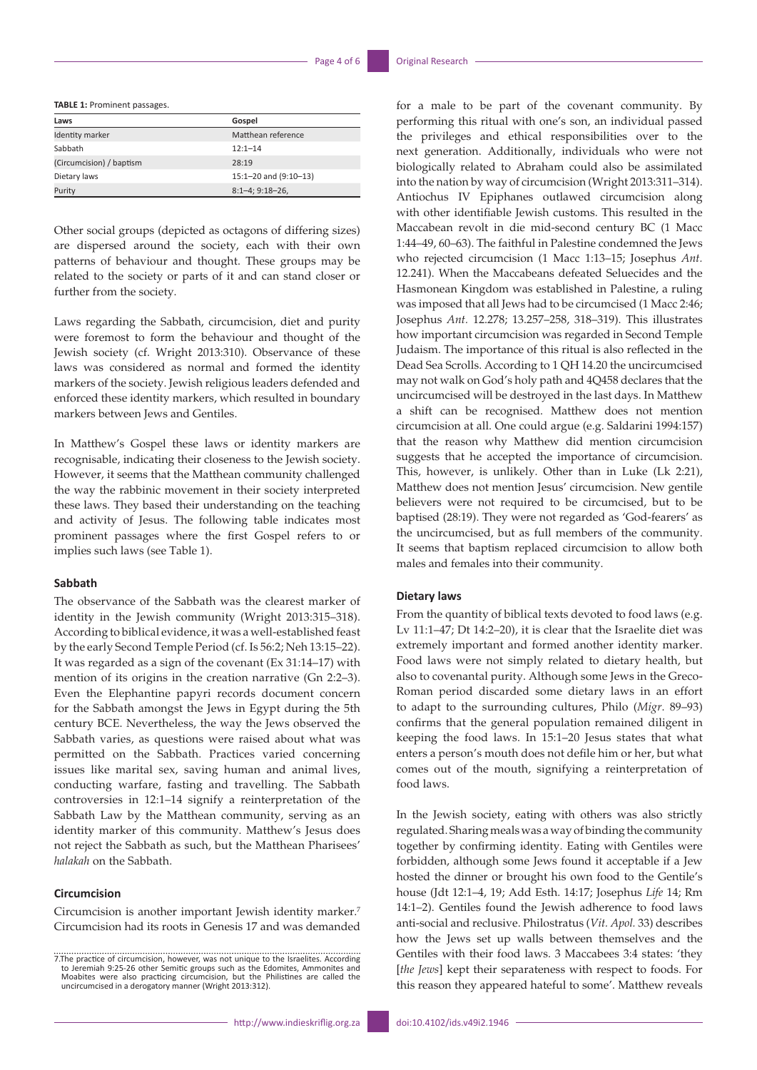**TABLE 1:** Prominent passages.

| Laws | Gospel |
| --- | --- |
| Identity marker | Matthean reference |
| Sabbath | 12:1–14 |
| (Circumcision) / baptism | 28:19 |
| Dietary laws | 15:1–20 and (9:10–13) |
| Purity | 8:1–4; 9:18–26, |

Other social groups (depicted as octagons of differing sizes) are dispersed around the society, each with their own patterns of behaviour and thought. These groups may be related to the society or parts of it and can stand closer or further from the society.

Laws regarding the Sabbath, circumcision, diet and purity were foremost to form the behaviour and thought of the Jewish society (cf. Wright 2013:310). Observance of these laws was considered as normal and formed the identity markers of the society. Jewish religious leaders defended and enforced these identity markers, which resulted in boundary markers between Jews and Gentiles.

In Matthew's Gospel these laws or identity markers are recognisable, indicating their closeness to the Jewish society. However, it seems that the Matthean community challenged the way the rabbinic movement in their society interpreted these laws. They based their understanding on the teaching and activity of Jesus. The following table indicates most prominent passages where the first Gospel refers to or implies such laws (see Table 1).

### Sabbath

The observance of the Sabbath was the clearest marker of identity in the Jewish community (Wright 2013:315–318). According to biblical evidence, it was a well-established feast by the early Second Temple Period (cf. Is 56:2; Neh 13:15–22). It was regarded as a sign of the covenant (Ex 31:14–17) with mention of its origins in the creation narrative (Gn 2:2–3). Even the Elephantine papyri records document concern for the Sabbath amongst the Jews in Egypt during the 5th century BCE. Nevertheless, the way the Jews observed the Sabbath varies, as questions were raised about what was permitted on the Sabbath. Practices varied concerning issues like marital sex, saving human and animal lives, conducting warfare, fasting and travelling. The Sabbath controversies in 12:1–14 signify a reinterpretation of the Sabbath Law by the Matthean community, serving as an identity marker of this community. Matthew's Jesus does not reject the Sabbath as such, but the Matthean Pharisees' *halakah* on the Sabbath.

### Circumcision

Circumcision is another important Jewish identity marker.[7] Circumcision had its roots in Genesis 17 and was demanded for a male to be part of the covenant community. By performing this ritual with one's son, an individual passed the privileges and ethical responsibilities over to the next generation. Additionally, individuals who were not biologically related to Abraham could also be assimilated into the nation by way of circumcision (Wright 2013:311–314). Antiochus IV Epiphanes outlawed circumcision along with other identifiable Jewish customs. This resulted in the Maccabean revolt in die mid-second century BC (1 Macc 1:44–49, 60–63). The faithful in Palestine condemned the Jews who rejected circumcision (1 Macc 1:13–15; Josephus *Ant.* 12.241). When the Maccabeans defeated Seluecides and the Hasmonean Kingdom was established in Palestine, a ruling was imposed that all Jews had to be circumcised (1 Macc 2:46; Josephus *Ant.* 12.278; 13.257–258, 318–319). This illustrates how important circumcision was regarded in Second Temple Judaism. The importance of this ritual is also reflected in the Dead Sea Scrolls. According to 1 QH 14.20 the uncircumcised may not walk on God's holy path and 4Q458 declares that the uncircumcised will be destroyed in the last days. In Matthew a shift can be recognised. Matthew does not mention circumcision at all. One could argue (e.g. Saldarini 1994:157) that the reason why Matthew did mention circumcision suggests that he accepted the importance of circumcision. This, however, is unlikely. Other than in Luke (Lk 2:21), Matthew does not mention Jesus' circumcision. New gentile believers were not required to be circumcised, but to be baptised (28:19). They were not regarded as 'God-fearers' as the uncircumcised, but as full members of the community. It seems that baptism replaced circumcision to allow both males and females into their community.

### Dietary laws

From the quantity of biblical texts devoted to food laws (e.g. Lv 11:1–47; Dt 14:2–20), it is clear that the Israelite diet was extremely important and formed another identity marker. Food laws were not simply related to dietary health, but also to covenantal purity. Although some Jews in the Greco-Roman period discarded some dietary laws in an effort to adapt to the surrounding cultures, Philo (*Migr.* 89–93) confirms that the general population remained diligent in keeping the food laws. In 15:1–20 Jesus states that what enters a person's mouth does not defile him or her, but what comes out of the mouth, signifying a reinterpretation of food laws.

In the Jewish society, eating with others was also strictly regulated. Sharing meals was a way of binding the community together by confirming identity. Eating with Gentiles were forbidden, although some Jews found it acceptable if a Jew hosted the dinner or brought his own food to the Gentile's house (Jdt 12:1–4, 19; Add Esth. 14:17; Josephus *Life* 14; Rm 14:1–2). Gentiles found the Jewish adherence to food laws anti-social and reclusive. Philostratus (*Vit. Apol.* 33) describes how the Jews set up walls between themselves and the Gentiles with their food laws. 3 Maccabees 3:4 states: 'they [*the Jews*] kept their separateness with respect to foods. For this reason they appeared hateful to some'. Matthew reveals

7.The practice of circumcision, however, was not unique to the Israelites. According to Jeremiah 9:25-26 other Semitic groups such as the Edomites, Ammonites and Moabites were also practicing circumcision, but the Philistines are called the uncircumcised in a derogatory manner (Wright 2013:312).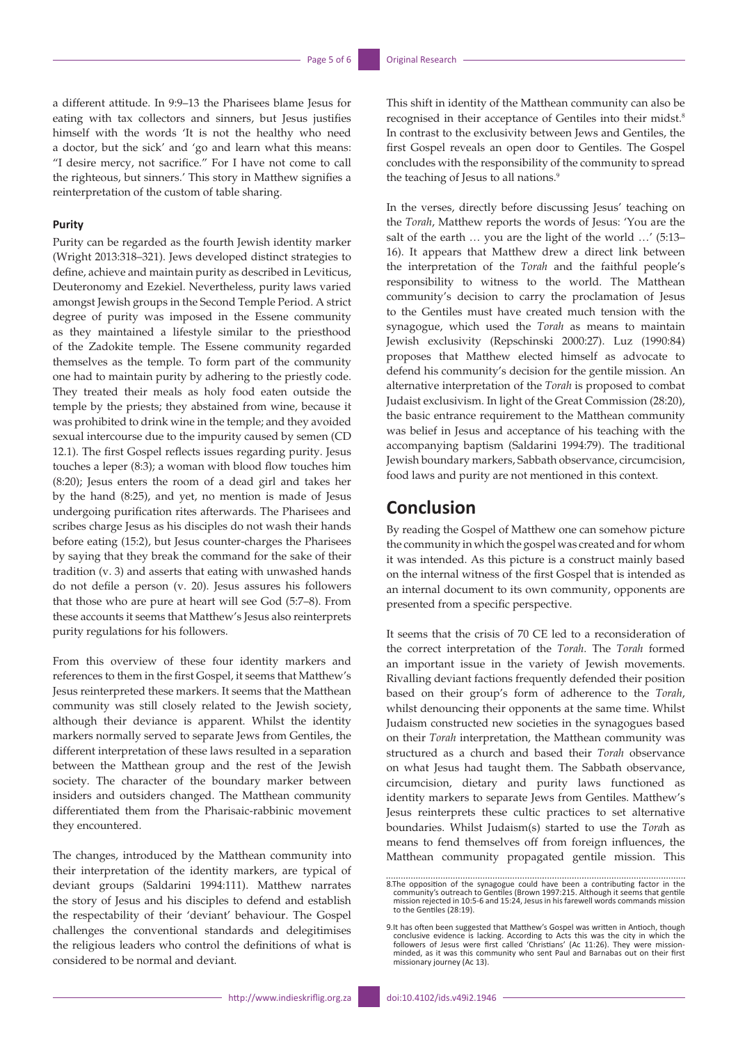a different attitude. In 9:9–13 the Pharisees blame Jesus for eating with tax collectors and sinners, but Jesus justifies himself with the words 'It is not the healthy who need a doctor, but the sick' and 'go and learn what this means: "I desire mercy, not sacrifice." For I have not come to call the righteous, but sinners.' This story in Matthew signifies a reinterpretation of the custom of table sharing.

#### Purity

Purity can be regarded as the fourth Jewish identity marker (Wright 2013:318–321). Jews developed distinct strategies to define, achieve and maintain purity as described in Leviticus, Deuteronomy and Ezekiel. Nevertheless, purity laws varied amongst Jewish groups in the Second Temple Period. A strict degree of purity was imposed in the Essene community as they maintained a lifestyle similar to the priesthood of the Zadokite temple. The Essene community regarded themselves as the temple. To form part of the community one had to maintain purity by adhering to the priestly code. They treated their meals as holy food eaten outside the temple by the priests; they abstained from wine, because it was prohibited to drink wine in the temple; and they avoided sexual intercourse due to the impurity caused by semen (CD 12.1). The first Gospel reflects issues regarding purity. Jesus touches a leper (8:3); a woman with blood flow touches him (8:20); Jesus enters the room of a dead girl and takes her by the hand (8:25), and yet, no mention is made of Jesus undergoing purification rites afterwards. The Pharisees and scribes charge Jesus as his disciples do not wash their hands before eating (15:2), but Jesus counter-charges the Pharisees by saying that they break the command for the sake of their tradition (v. 3) and asserts that eating with unwashed hands do not defile a person (v. 20). Jesus assures his followers that those who are pure at heart will see God (5:7–8). From these accounts it seems that Matthew's Jesus also reinterprets purity regulations for his followers.

From this overview of these four identity markers and references to them in the first Gospel, it seems that Matthew's Jesus reinterpreted these markers. It seems that the Matthean community was still closely related to the Jewish society, although their deviance is apparent. Whilst the identity markers normally served to separate Jews from Gentiles, the different interpretation of these laws resulted in a separation between the Matthean group and the rest of the Jewish society. The character of the boundary marker between insiders and outsiders changed. The Matthean community differentiated them from the Pharisaic-rabbinic movement they encountered.

The changes, introduced by the Matthean community into their interpretation of the identity markers, are typical of deviant groups (Saldarini 1994:111). Matthew narrates the story of Jesus and his disciples to defend and establish the respectability of their 'deviant' behaviour. The Gospel challenges the conventional standards and delegitimises the religious leaders who control the definitions of what is considered to be normal and deviant.

This shift in identity of the Matthean community can also be recognised in their acceptance of Gentiles into their midst.[8] In contrast to the exclusivity between Jews and Gentiles, the first Gospel reveals an open door to Gentiles. The Gospel concludes with the responsibility of the community to spread the teaching of Jesus to all nations.[9]

In the verses, directly before discussing Jesus' teaching on the *Torah*, Matthew reports the words of Jesus: 'You are the salt of the earth … you are the light of the world …' (5:13–16). It appears that Matthew drew a direct link between the interpretation of the *Torah* and the faithful people's responsibility to witness to the world. The Matthean community's decision to carry the proclamation of Jesus to the Gentiles must have created much tension with the synagogue, which used the *Torah* as means to maintain Jewish exclusivity (Repschinski 2000:27). Luz (1990:84) proposes that Matthew elected himself as advocate to defend his community's decision for the gentile mission. An alternative interpretation of the *Torah* is proposed to combat Judaist exclusivism. In light of the Great Commission (28:20), the basic entrance requirement to the Matthean community was belief in Jesus and acceptance of his teaching with the accompanying baptism (Saldarini 1994:79). The traditional Jewish boundary markers, Sabbath observance, circumcision, food laws and purity are not mentioned in this context.

## Conclusion

By reading the Gospel of Matthew one can somehow picture the community in which the gospel was created and for whom it was intended. As this picture is a construct mainly based on the internal witness of the first Gospel that is intended as an internal document to its own community, opponents are presented from a specific perspective.

It seems that the crisis of 70 CE led to a reconsideration of the correct interpretation of the *Torah*. The *Torah* formed an important issue in the variety of Jewish movements. Rivalling deviant factions frequently defended their position based on their group's form of adherence to the *Torah*, whilst denouncing their opponents at the same time. Whilst Judaism constructed new societies in the synagogues based on their *Torah* interpretation, the Matthean community was structured as a church and based their *Torah* observance on what Jesus had taught them. The Sabbath observance, circumcision, dietary and purity laws functioned as identity markers to separate Jews from Gentiles. Matthew's Jesus reinterprets these cultic practices to set alternative boundaries. Whilst Judaism(s) started to use the *Torah* as means to fend themselves off from foreign influences, the Matthean community propagated gentile mission. This

8.The opposition of the synagogue could have been a contributing factor in the community's outreach to Gentiles (Brown 1997:215. Although it seems that gentile mission rejected in 10:5-6 and 15:24, Jesus in his farewell words commands mission to the Gentiles (28:19).

9.It has often been suggested that Matthew's Gospel was written in Antioch, though conclusive evidence is lacking. According to Acts this was the city in which the followers of Jesus were first called 'Christians' (Ac 11:26). They were mission-minded, as it was this community who sent Paul and Barnabas out on their first missionary journey (Ac 13).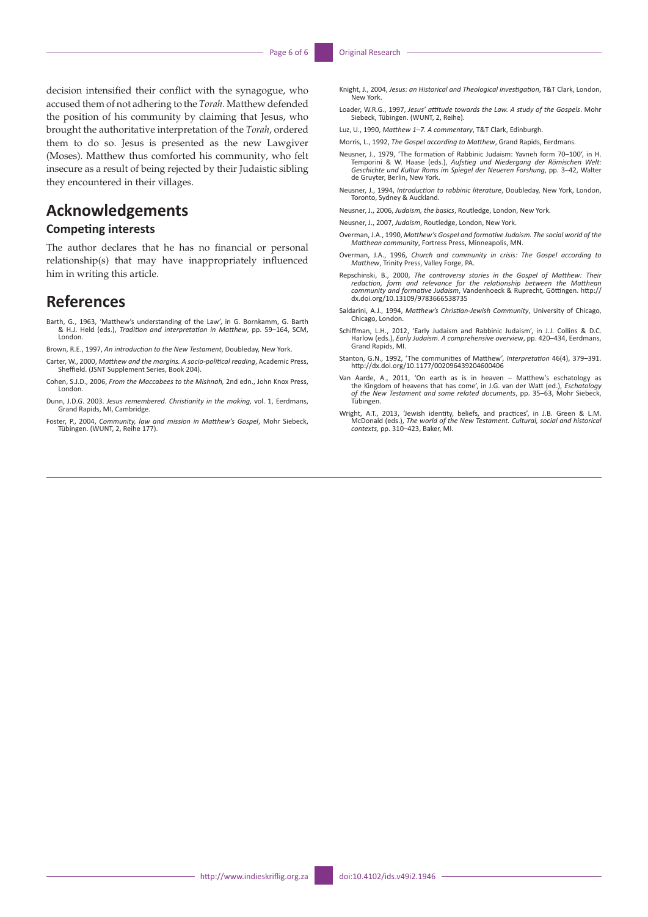decision intensified their conflict with the synagogue, who accused them of not adhering to the *Torah*. Matthew defended the position of his community by claiming that Jesus, who brought the authoritative interpretation of the *Torah*, ordered them to do so. Jesus is presented as the new Lawgiver (Moses). Matthew thus comforted his community, who felt insecure as a result of being rejected by their Judaistic sibling they encountered in their villages.

# Acknowledgements

## Competing interests

The author declares that he has no financial or personal relationship(s) that may have inappropriately influenced him in writing this article.

# References

Barth, G., 1963, 'Matthew's understanding of the Law', in G. Bornkamm, G. Barth & H.J. Held (eds.), *Tradition and interpretation in Matthew*, pp. 59–164, SCM, London.

Brown, R.E., 1997, *An introduction to the New Testament*, Doubleday, New York.

Carter, W., 2000, *Matthew and the margins. A socio-political reading*, Academic Press, Sheffield. (JSNT Supplement Series, Book 204).

Cohen, S.J.D., 2006, *From the Maccabees to the Mishnah,* 2nd edn., John Knox Press, London.

Dunn, J.D.G. 2003. *Jesus remembered. Christianity in the making,* vol. 1, Eerdmans, Grand Rapids, MI, Cambridge.

Foster, P., 2004, *Community, law and mission in Matthew's Gospel*, Mohr Siebeck, Tübingen. (WUNT, 2, Reihe 177).

Knight, J., 2004, *Jesus: an Historical and Theological investigation*, T&T Clark, London, New York.

Loader, W.R.G., 1997, *Jesus' attitude towards the Law. A study of the Gospels*. Mohr Siebeck, Tübingen. (WUNT, 2, Reihe).

Luz, U., 1990, *Matthew 1–7. A commentary*, T&T Clark, Edinburgh.

Morris, L., 1992, *The Gospel according to Matthew*, Grand Rapids, Eerdmans.

Neusner, J., 1979, 'The formation of Rabbinic Judaism: Yavneh form 70–100', in H. Temporini & W. Haase (eds.), *Aufstieg und Niedergang der Römischen Welt: Geschichte und Kultur Roms im Spiegel der Neueren Forshung*, pp. 3–42, Walter de Gruyter, Berlin, New York.

Neusner, J., 1994, *Introduction to rabbinic literature*, Doubleday, New York, London, Toronto, Sydney & Auckland.

Neusner, J., 2006, *Judaism, the basics*, Routledge, London, New York.

Neusner, J., 2007, *Judaism*, Routledge, London, New York.

Overman, J.A., 1990, *Matthew's Gospel and formative Judaism. The social world of the Matthean community*, Fortress Press, Minneapolis, MN.

Overman, J.A., 1996, *Church and community in crisis: The Gospel according to Matthew*, Trinity Press, Valley Forge, PA.

Repschinski, B., 2000, *The controversy stories in the Gospel of Matthew: Their redaction, form and relevance for the relationship between the Matthean community and formative Judaism*, Vandenhoeck & Ruprecht, Göttingen. http://dx.doi.org/10.13109/9783666538735

Saldarini, A.J., 1994, *Matthew's Christian-Jewish Community*, University of Chicago, Chicago, London.

Schiffman, L.H., 2012, 'Early Judaism and Rabbinic Judaism', in J.J. Collins & D.C. Harlow (eds.), *Early Judaism. A comprehensive overview*, pp. 420–434, Eerdmans, Grand Rapids, MI.

Stanton, G.N., 1992, 'The communities of Matthew', *Interpretation* 46(4), 379–391. http://dx.doi.org/10.1177/002096439204600406

Van Aarde, A., 2011, 'On earth as is in heaven – Matthew's eschatology as the Kingdom of heavens that has come', in J.G. van der Watt (ed.), *Eschatology of the New Testament and some related documents*, pp. 35–63, Mohr Siebeck, Tübingen.

Wright, A.T., 2013, 'Jewish identity, beliefs, and practices', in J.B. Green & L.M. McDonald (eds.), *The world of the New Testament. Cultural, social and historical contexts,* pp. 310–423, Baker, MI.